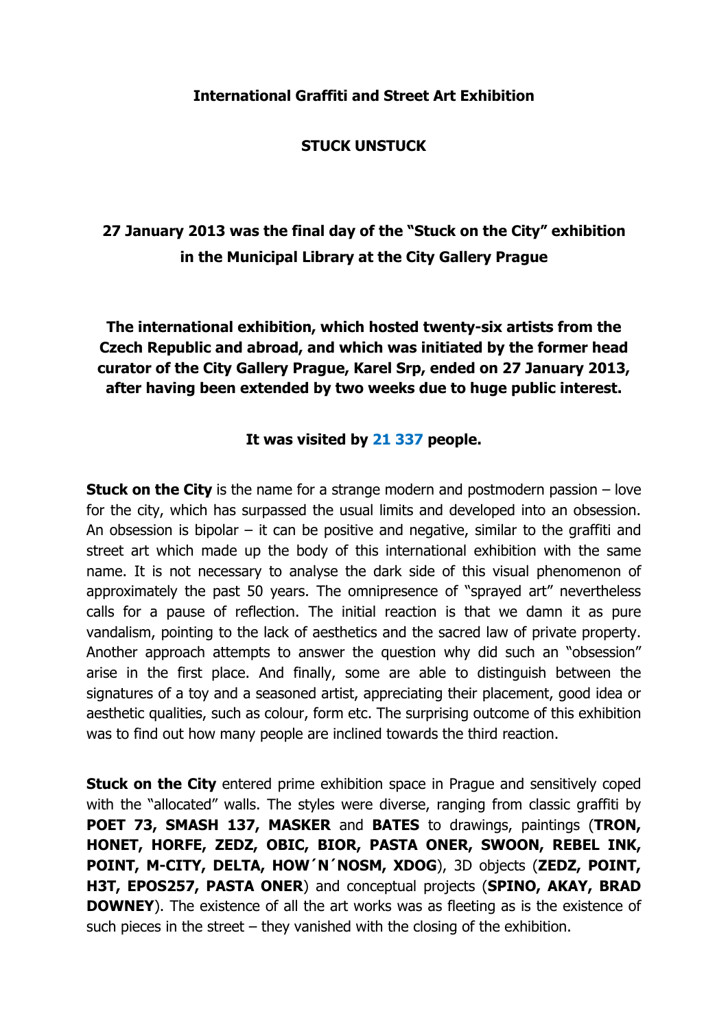**International Graffiti and Street Art Exhibition**

**STUCK UNSTUCK**

## 27 January 2013 was the final day of the "Stuck on the City" exhibition in the Municipal Library at the City Gallery Prague

**The international exhibition, which hosted twenty-six artists from the Czech Republic and abroad, and which was initiated by the former head curator of the City Gallery Prague, Karel Srp, ended on 27 January 2013, after having been extended by two weeks due to huge public interest.**

**It was visited by 21 337 people.**

**Stuck on the City** is the name for a strange modern and postmodern passion – love for the city, which has surpassed the usual limits and developed into an obsession. An obsession is bipolar – it can be positive and negative, similar to the graffiti and street art which made up the body of this international exhibition with the same name. It is not necessary to analyse the dark side of this visual phenomenon of approximately the past 50 years. The omnipresence of "sprayed art" nevertheless calls for a pause of reflection. The initial reaction is that we damn it as pure vandalism, pointing to the lack of aesthetics and the sacred law of private property. Another approach attempts to answer the question why did such an "obsession" arise in the first place. And finally, some are able to distinguish between the signatures of a toy and a seasoned artist, appreciating their placement, good idea or aesthetic qualities, such as colour, form etc. The surprising outcome of this exhibition was to find out how many people are inclined towards the third reaction.

**Stuck on the City** entered prime exhibition space in Prague and sensitively coped with the "allocated" walls. The styles were diverse, ranging from classic graffiti by **POET 73, SMASH 137, MASKER** and **BATES** to drawings, paintings (**TRON, HONET, HORFE, ZEDZ, OBIC, BIOR, PASTA ONER, SWOON, REBEL INK, POINT, M-CITY, DELTA, HOW´N´NOSM, XDOG**), 3D objects (**ZEDZ, POINT, H3T, EPOS257, PASTA ONER**) and conceptual projects (**SPINO, AKAY, BRAD DOWNEY**). The existence of all the art works was as fleeting as is the existence of such pieces in the street – they vanished with the closing of the exhibition.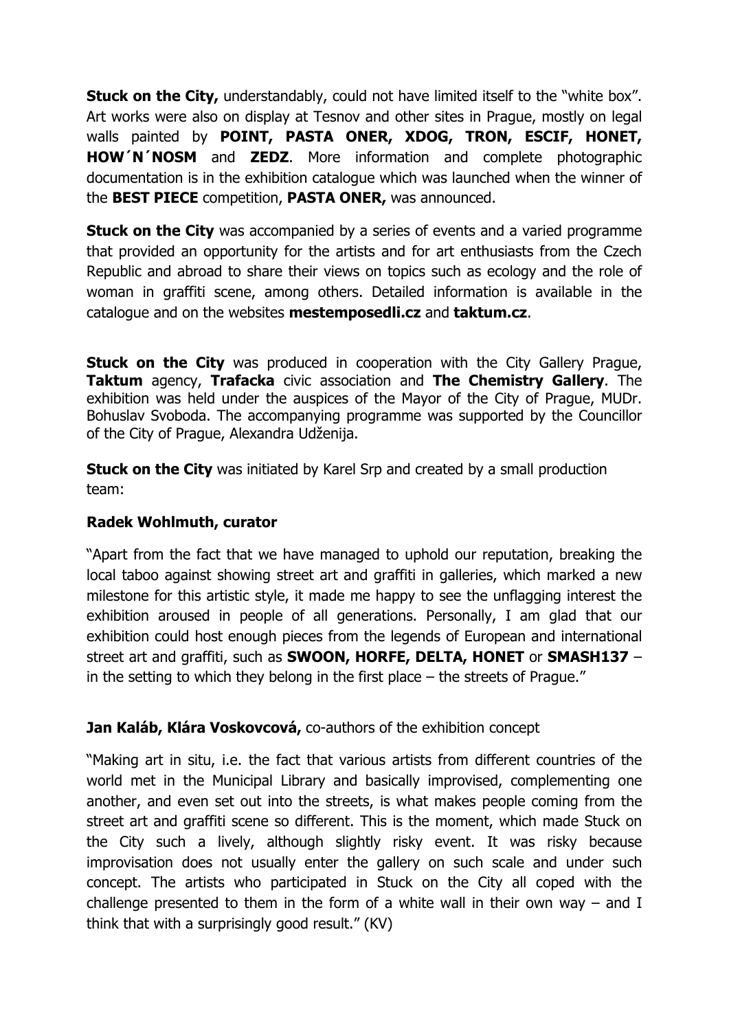**Stuck on the City,** understandably, could not have limited itself to the "white box". Art works were also on display at Tesnov and other sites in Prague, mostly on legal walls painted by **POINT, PASTA ONER, XDOG, TRON, ESCIF, HONET, HOW´N´NOSM** and **ZEDZ**. More information and complete photographic documentation is in the exhibition catalogue which was launched when the winner of the **BEST PIECE** competition, **PASTA ONER,** was announced.

**Stuck on the City** was accompanied by a series of events and a varied programme that provided an opportunity for the artists and for art enthusiasts from the Czech Republic and abroad to share their views on topics such as ecology and the role of woman in graffiti scene, among others. Detailed information is available in the catalogue and on the websites **mestemposedli.cz** and **taktum.cz**.

**Stuck on the City** was produced in cooperation with the City Gallery Prague, **Taktum** agency, **Trafacka** civic association and **The Chemistry Gallery**. The exhibition was held under the auspices of the Mayor of the City of Prague, MUDr. Bohuslav Svoboda. The accompanying programme was supported by the Councillor of the City of Prague, Alexandra Udženija.

**Stuck on the City** was initiated by Karel Srp and created by a small production team:

**Radek Wohlmuth, curator**

"Apart from the fact that we have managed to uphold our reputation, breaking the local taboo against showing street art and graffiti in galleries, which marked a new milestone for this artistic style, it made me happy to see the unflagging interest the exhibition aroused in people of all generations. Personally, I am glad that our exhibition could host enough pieces from the legends of European and international street art and graffiti, such as **SWOON, HORFE, DELTA, HONET** or **SMASH137** – in the setting to which they belong in the first place – the streets of Prague."

**Jan Kaláb, Klára Voskovcová,** co-authors of the exhibition concept

"Making art in situ, i.e. the fact that various artists from different countries of the world met in the Municipal Library and basically improvised, complementing one another, and even set out into the streets, is what makes people coming from the street art and graffiti scene so different. This is the moment, which made Stuck on the City such a lively, although slightly risky event. It was risky because improvisation does not usually enter the gallery on such scale and under such concept. The artists who participated in Stuck on the City all coped with the challenge presented to them in the form of a white wall in their own way – and I think that with a surprisingly good result." (KV)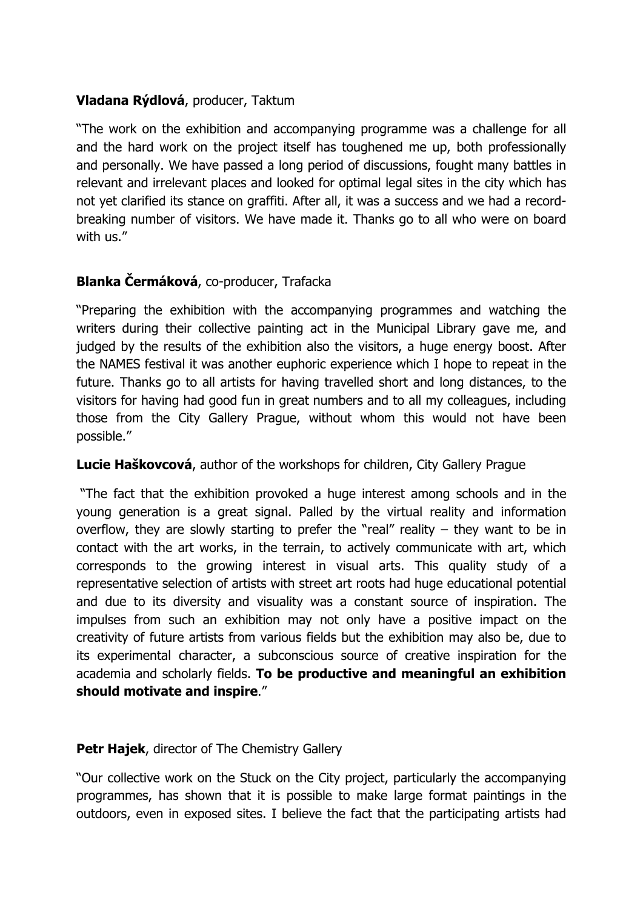**Vladana Rýdlová**, producer, Taktum

"The work on the exhibition and accompanying programme was a challenge for all and the hard work on the project itself has toughened me up, both professionally and personally. We have passed a long period of discussions, fought many battles in relevant and irrelevant places and looked for optimal legal sites in the city which has not yet clarified its stance on graffiti. After all, it was a success and we had a record-breaking number of visitors. We have made it. Thanks go to all who were on board with us."

**Blanka Čermáková**, co-producer, Trafacka

"Preparing the exhibition with the accompanying programmes and watching the writers during their collective painting act in the Municipal Library gave me, and judged by the results of the exhibition also the visitors, a huge energy boost. After the NAMES festival it was another euphoric experience which I hope to repeat in the future. Thanks go to all artists for having travelled short and long distances, to the visitors for having had good fun in great numbers and to all my colleagues, including those from the City Gallery Prague, without whom this would not have been possible."

**Lucie Haškovcová**, author of the workshops for children, City Gallery Prague

"The fact that the exhibition provoked a huge interest among schools and in the young generation is a great signal. Palled by the virtual reality and information overflow, they are slowly starting to prefer the "real" reality – they want to be in contact with the art works, in the terrain, to actively communicate with art, which corresponds to the growing interest in visual arts. This quality study of a representative selection of artists with street art roots had huge educational potential and due to its diversity and visuality was a constant source of inspiration. The impulses from such an exhibition may not only have a positive impact on the creativity of future artists from various fields but the exhibition may also be, due to its experimental character, a subconscious source of creative inspiration for the academia and scholarly fields. **To be productive and meaningful an exhibition should motivate and inspire**."

**Petr Hajek**, director of The Chemistry Gallery

"Our collective work on the Stuck on the City project, particularly the accompanying programmes, has shown that it is possible to make large format paintings in the outdoors, even in exposed sites. I believe the fact that the participating artists had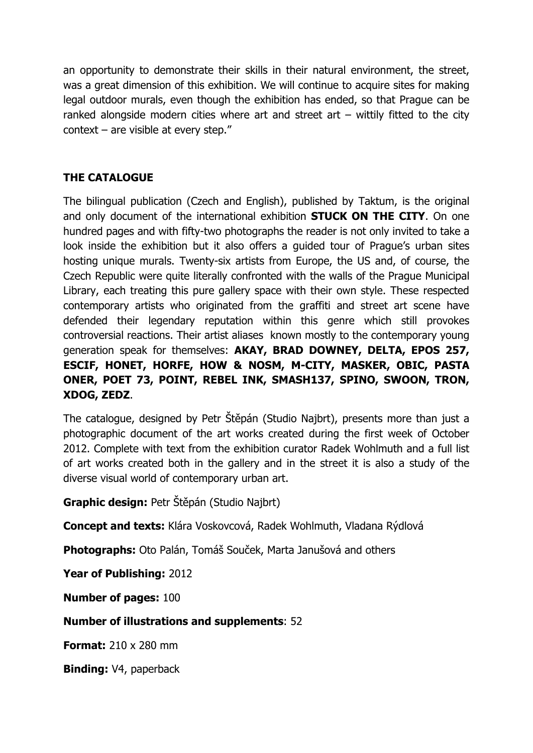an opportunity to demonstrate their skills in their natural environment, the street, was a great dimension of this exhibition. We will continue to acquire sites for making legal outdoor murals, even though the exhibition has ended, so that Prague can be ranked alongside modern cities where art and street art – wittily fitted to the city context – are visible at every step."

## THE CATALOGUE

The bilingual publication (Czech and English), published by Taktum, is the original and only document of the international exhibition **STUCK ON THE CITY**. On one hundred pages and with fifty-two photographs the reader is not only invited to take a look inside the exhibition but it also offers a guided tour of Prague's urban sites hosting unique murals. Twenty-six artists from Europe, the US and, of course, the Czech Republic were quite literally confronted with the walls of the Prague Municipal Library, each treating this pure gallery space with their own style. These respected contemporary artists who originated from the graffiti and street art scene have defended their legendary reputation within this genre which still provokes controversial reactions. Their artist aliases known mostly to the contemporary young generation speak for themselves: **AKAY, BRAD DOWNEY, DELTA, EPOS 257, ESCIF, HONET, HORFE, HOW & NOSM, M-CITY, MASKER, OBIC, PASTA ONER, POET 73, POINT, REBEL INK, SMASH137, SPINO, SWOON, TRON, XDOG, ZEDZ**.

The catalogue, designed by Petr Štěpán (Studio Najbrt), presents more than just a photographic document of the art works created during the first week of October 2012. Complete with text from the exhibition curator Radek Wohlmuth and a full list of art works created both in the gallery and in the street it is also a study of the diverse visual world of contemporary urban art.

**Graphic design:** Petr Štěpán (Studio Najbrt)

**Concept and texts:** Klára Voskovcová, Radek Wohlmuth, Vladana Rýdlová

**Photographs:** Oto Palán, Tomáš Souček, Marta Janušová and others

**Year of Publishing:** 2012

**Number of pages:** 100

**Number of illustrations and supplements**: 52

**Format:** 210 x 280 mm

**Binding:** V4, paperback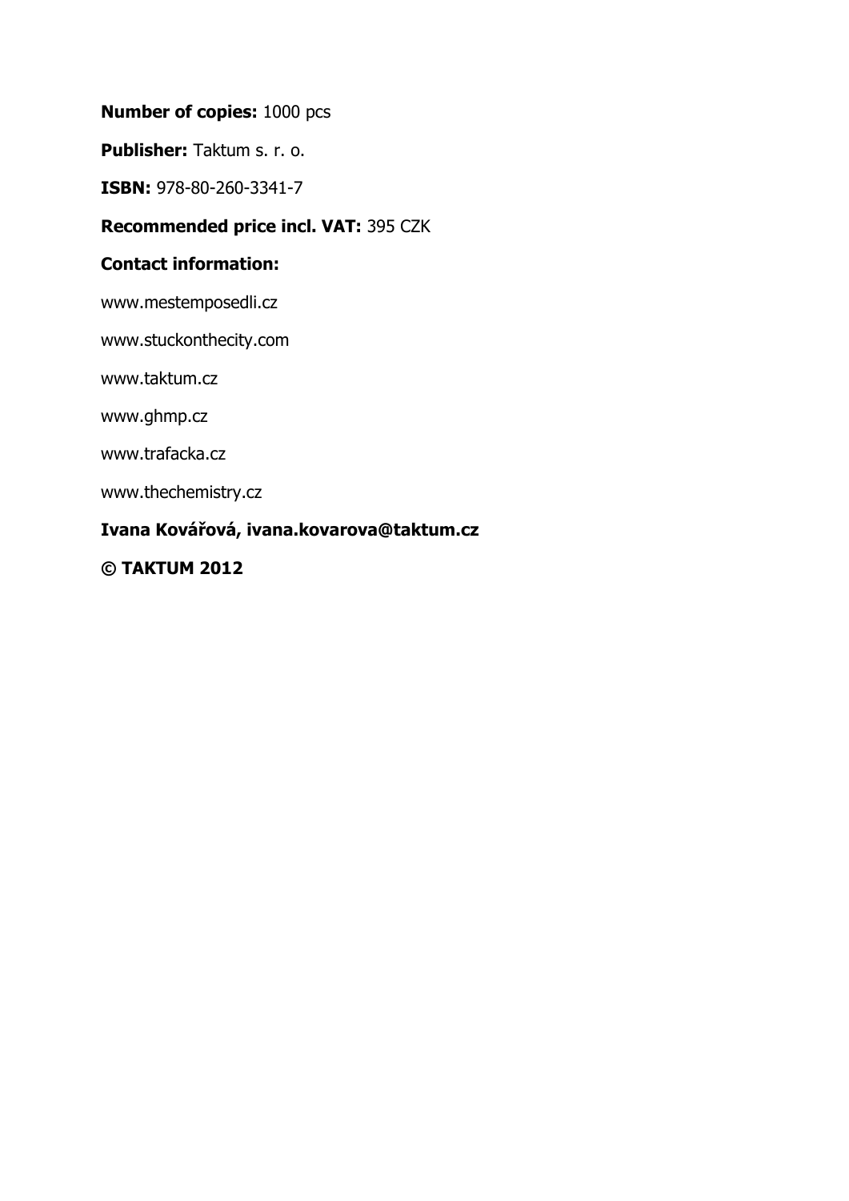**Number of copies:** 1000 pcs

**Publisher:** Taktum s. r. o.

**ISBN:** 978-80-260-3341-7

**Recommended price incl. VAT:** 395 CZK

**Contact information:**

www.mestemposedli.cz

www.stuckonthecity.com

www.taktum.cz

www.ghmp.cz

www.trafacka.cz

www.thechemistry.cz

**Ivana Kovářová, ivana.kovarova@taktum.cz**

**© TAKTUM 2012**